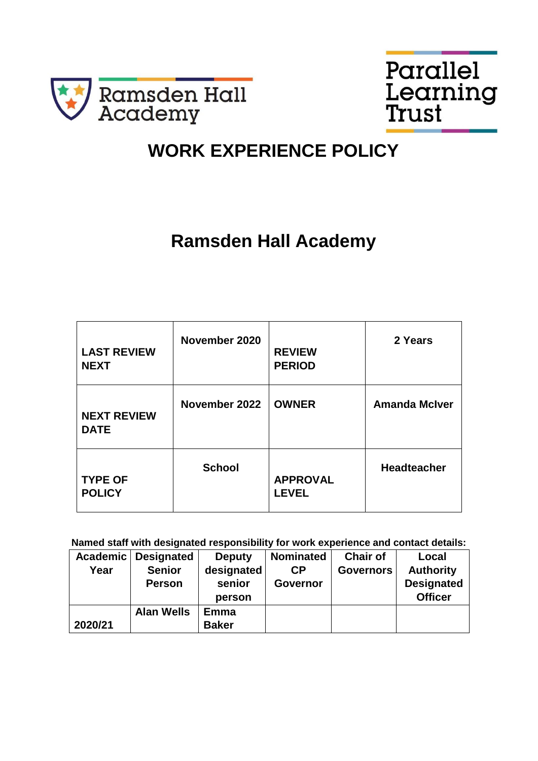Ramsden Hall Academy

Parallel Learning Trust

# WORK EXPERIENCE POLICY

## Ramsden Hall Academy

| | | | |
|---|---|---|---|
| **LAST REVIEW NEXT** | **November 2020** | **REVIEW PERIOD** | **2 Years** |
| **NEXT REVIEW DATE** | **November 2022** | **OWNER** | **Amanda McIver** |
| **TYPE OF POLICY** | **School** | **APPROVAL LEVEL** | **Headteacher** |

**Named staff with designated responsibility for work experience and contact details:**

| Academic Year | Designated Senior Person | Deputy designated senior person | Nominated CP Governor | Chair of Governors | Local Authority Designated Officer |
|---|---|---|---|---|---|
| **2020/21** | **Alan Wells** | **Emma Baker** | | | |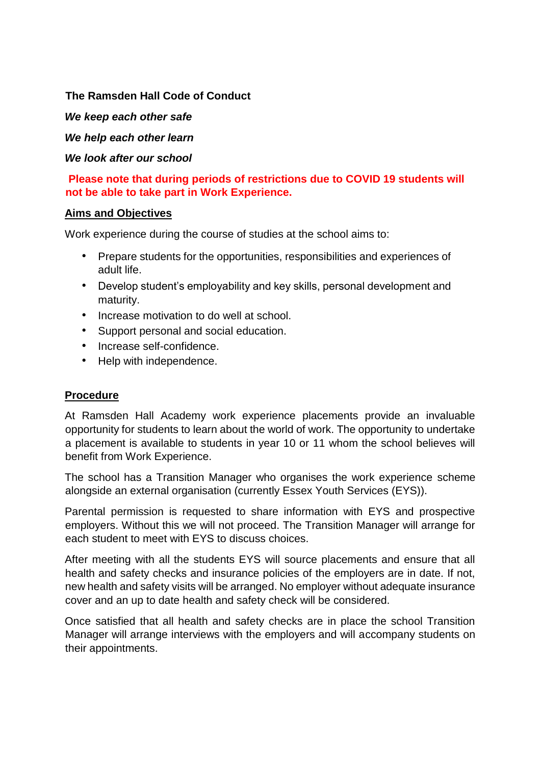**The Ramsden Hall Code of Conduct**

***We keep each other safe***

***We help each other learn***

***We look after our school***

**Please note that during periods of restrictions due to COVID 19 students will not be able to take part in Work Experience.**

## Aims and Objectives

Work experience during the course of studies at the school aims to:

- Prepare students for the opportunities, responsibilities and experiences of adult life.
- Develop student's employability and key skills, personal development and maturity.
- Increase motivation to do well at school.
- Support personal and social education.
- Increase self-confidence.
- Help with independence.

## Procedure

At Ramsden Hall Academy work experience placements provide an invaluable opportunity for students to learn about the world of work. The opportunity to undertake a placement is available to students in year 10 or 11 whom the school believes will benefit from Work Experience.

The school has a Transition Manager who organises the work experience scheme alongside an external organisation (currently Essex Youth Services (EYS)).

Parental permission is requested to share information with EYS and prospective employers. Without this we will not proceed. The Transition Manager will arrange for each student to meet with EYS to discuss choices.

After meeting with all the students EYS will source placements and ensure that all health and safety checks and insurance policies of the employers are in date. If not, new health and safety visits will be arranged. No employer without adequate insurance cover and an up to date health and safety check will be considered.

Once satisfied that all health and safety checks are in place the school Transition Manager will arrange interviews with the employers and will accompany students on their appointments.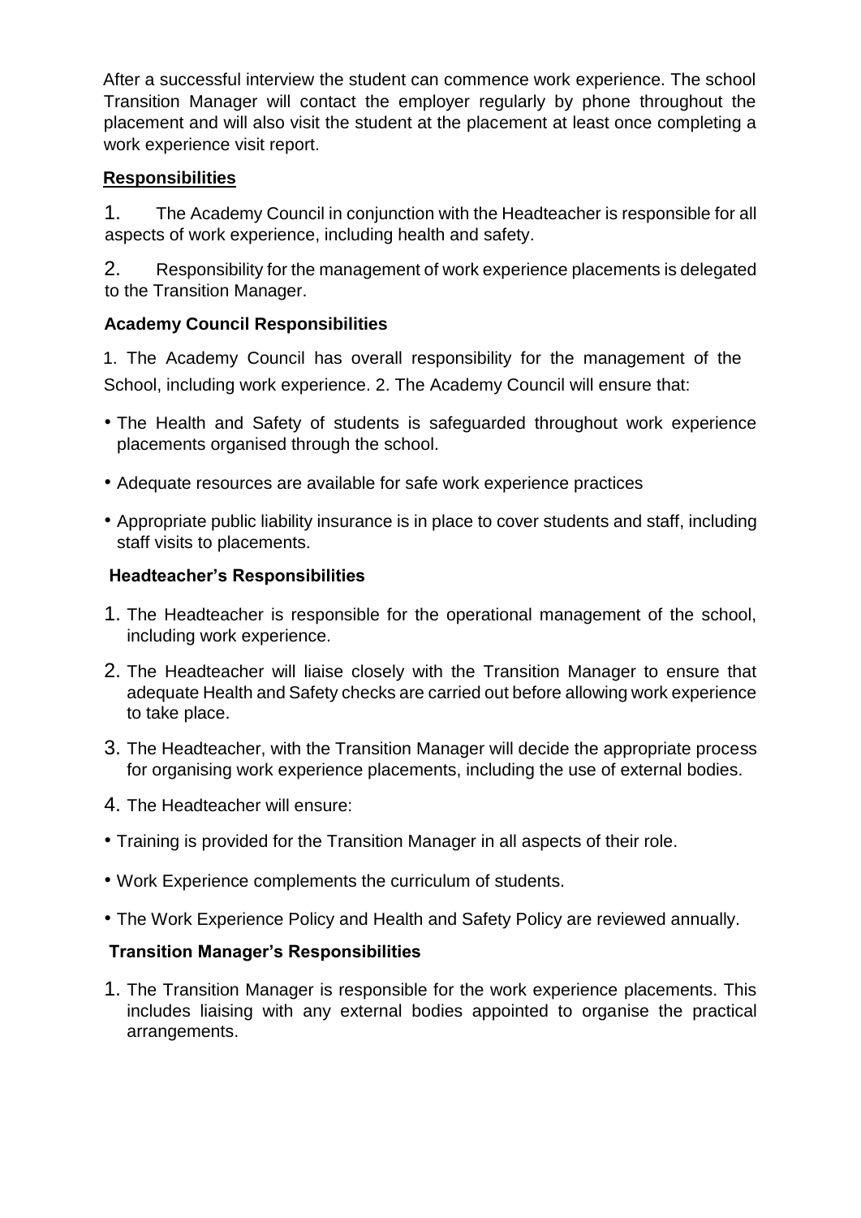After a successful interview the student can commence work experience. The school Transition Manager will contact the employer regularly by phone throughout the placement and will also visit the student at the placement at least once completing a work experience visit report.

## Responsibilities

1. The Academy Council in conjunction with the Headteacher is responsible for all aspects of work experience, including health and safety.

2. Responsibility for the management of work experience placements is delegated to the Transition Manager.

### Academy Council Responsibilities

1. The Academy Council has overall responsibility for the management of the School, including work experience. 2. The Academy Council will ensure that:

- The Health and Safety of students is safeguarded throughout work experience placements organised through the school.
- Adequate resources are available for safe work experience practices
- Appropriate public liability insurance is in place to cover students and staff, including staff visits to placements.

### Headteacher's Responsibilities

1. The Headteacher is responsible for the operational management of the school, including work experience.
2. The Headteacher will liaise closely with the Transition Manager to ensure that adequate Health and Safety checks are carried out before allowing work experience to take place.
3. The Headteacher, with the Transition Manager will decide the appropriate process for organising work experience placements, including the use of external bodies.
4. The Headteacher will ensure:

- Training is provided for the Transition Manager in all aspects of their role.
- Work Experience complements the curriculum of students.
- The Work Experience Policy and Health and Safety Policy are reviewed annually.

### Transition Manager's Responsibilities

1. The Transition Manager is responsible for the work experience placements. This includes liaising with any external bodies appointed to organise the practical arrangements.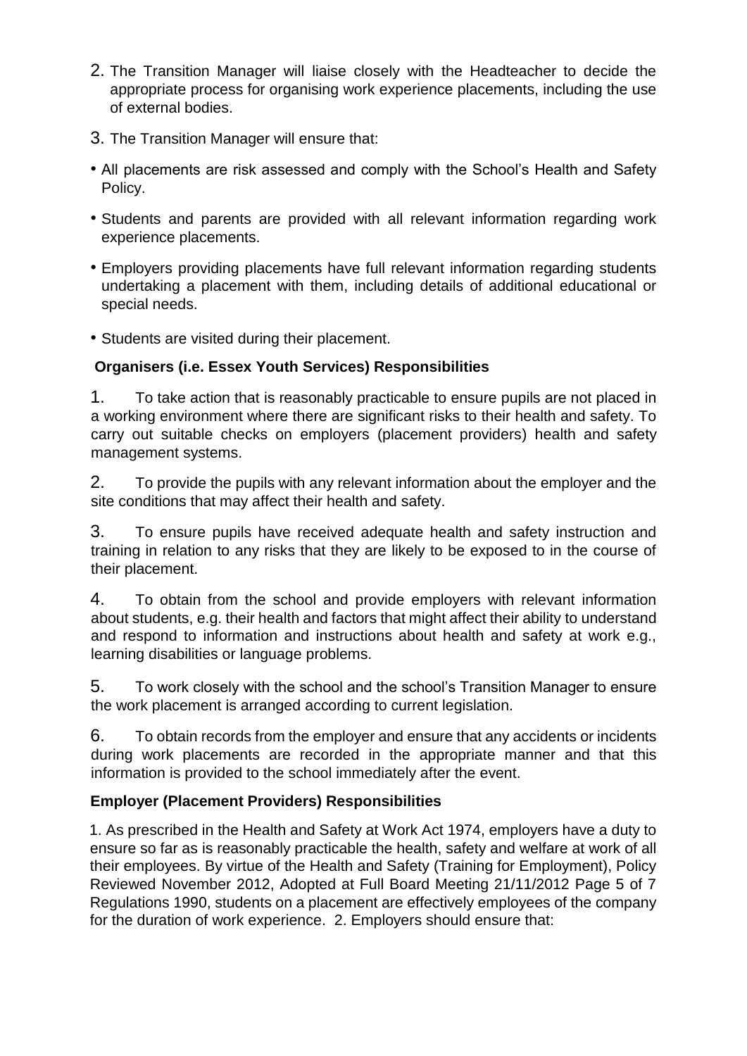2. The Transition Manager will liaise closely with the Headteacher to decide the appropriate process for organising work experience placements, including the use of external bodies.
3. The Transition Manager will ensure that:

- All placements are risk assessed and comply with the School's Health and Safety Policy.
- Students and parents are provided with all relevant information regarding work experience placements.
- Employers providing placements have full relevant information regarding students undertaking a placement with them, including details of additional educational or special needs.
- Students are visited during their placement.

**Organisers (i.e. Essex Youth Services) Responsibilities**

1. To take action that is reasonably practicable to ensure pupils are not placed in a working environment where there are significant risks to their health and safety. To carry out suitable checks on employers (placement providers) health and safety management systems.
2. To provide the pupils with any relevant information about the employer and the site conditions that may affect their health and safety.
3. To ensure pupils have received adequate health and safety instruction and training in relation to any risks that they are likely to be exposed to in the course of their placement.
4. To obtain from the school and provide employers with relevant information about students, e.g. their health and factors that might affect their ability to understand and respond to information and instructions about health and safety at work e.g., learning disabilities or language problems.
5. To work closely with the school and the school's Transition Manager to ensure the work placement is arranged according to current legislation.
6. To obtain records from the employer and ensure that any accidents or incidents during work placements are recorded in the appropriate manner and that this information is provided to the school immediately after the event.

**Employer (Placement Providers) Responsibilities**

1. As prescribed in the Health and Safety at Work Act 1974, employers have a duty to ensure so far as is reasonably practicable the health, safety and welfare at work of all their employees. By virtue of the Health and Safety (Training for Employment) Regulations 1990, students on a placement are effectively employees of the company for the duration of work experience.
2. Employers should ensure that: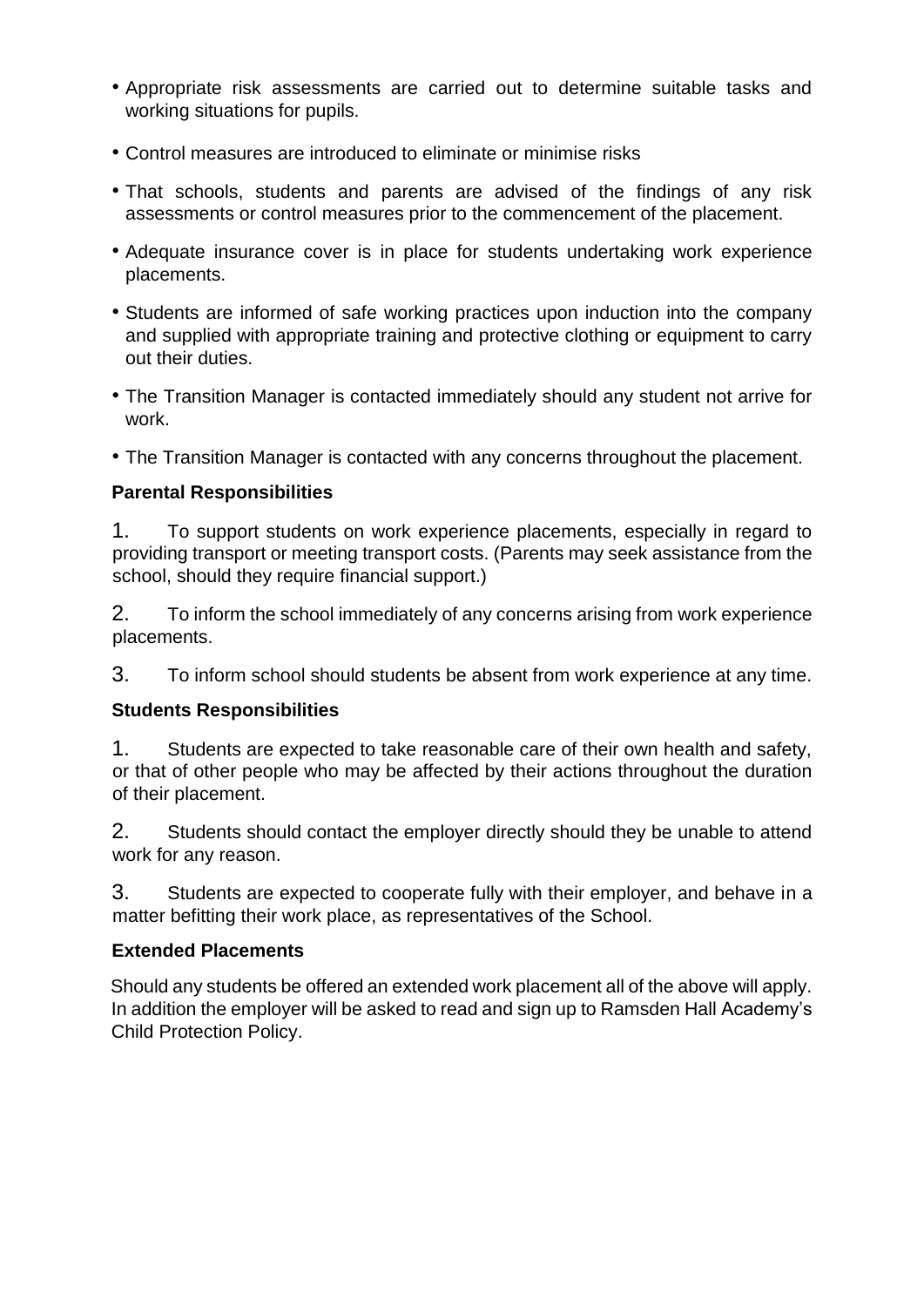- Appropriate risk assessments are carried out to determine suitable tasks and working situations for pupils.
- Control measures are introduced to eliminate or minimise risks
- That schools, students and parents are advised of the findings of any risk assessments or control measures prior to the commencement of the placement.
- Adequate insurance cover is in place for students undertaking work experience placements.
- Students are informed of safe working practices upon induction into the company and supplied with appropriate training and protective clothing or equipment to carry out their duties.
- The Transition Manager is contacted immediately should any student not arrive for work.
- The Transition Manager is contacted with any concerns throughout the placement.

**Parental Responsibilities**

1. To support students on work experience placements, especially in regard to providing transport or meeting transport costs. (Parents may seek assistance from the school, should they require financial support.)
2. To inform the school immediately of any concerns arising from work experience placements.
3. To inform school should students be absent from work experience at any time.

**Students Responsibilities**

1. Students are expected to take reasonable care of their own health and safety, or that of other people who may be affected by their actions throughout the duration of their placement.
2. Students should contact the employer directly should they be unable to attend work for any reason.
3. Students are expected to cooperate fully with their employer, and behave in a matter befitting their work place, as representatives of the School.

**Extended Placements**

Should any students be offered an extended work placement all of the above will apply. In addition the employer will be asked to read and sign up to Ramsden Hall Academy's Child Protection Policy.